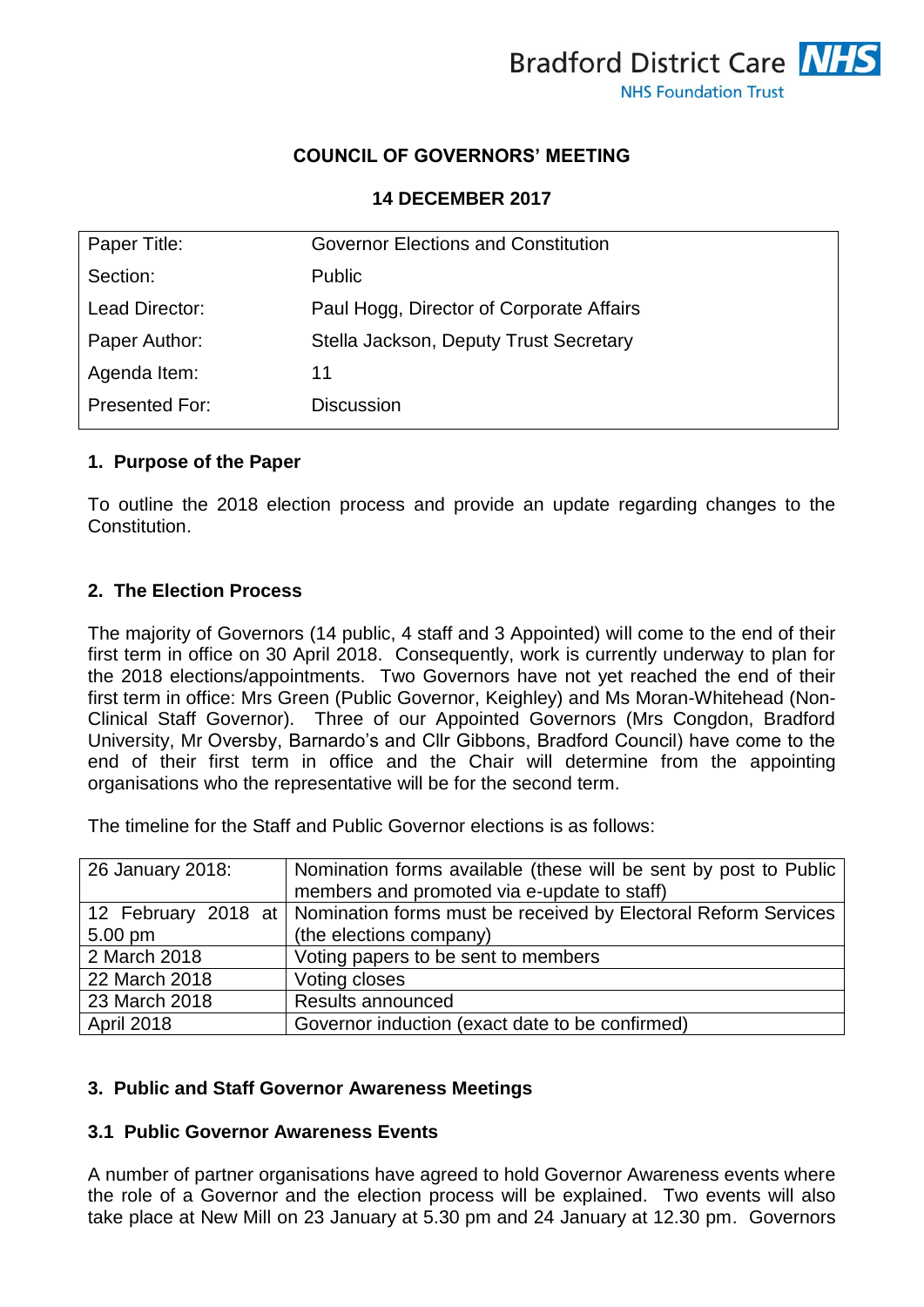Bradford District Care NHS Foundation Trust

**COUNCIL OF GOVERNORS' MEETING**

**14 DECEMBER 2017**

| | |
|---|---|
| Paper Title: | Governor Elections and Constitution |
| Section: | Public |
| Lead Director: | Paul Hogg, Director of Corporate Affairs |
| Paper Author: | Stella Jackson, Deputy Trust Secretary |
| Agenda Item: | 11 |
| Presented For: | Discussion |

## 1. Purpose of the Paper

To outline the 2018 election process and provide an update regarding changes to the Constitution.

## 2. The Election Process

The majority of Governors (14 public, 4 staff and 3 Appointed) will come to the end of their first term in office on 30 April 2018. Consequently, work is currently underway to plan for the 2018 elections/appointments. Two Governors have not yet reached the end of their first term in office: Mrs Green (Public Governor, Keighley) and Ms Moran-Whitehead (Non-Clinical Staff Governor). Three of our Appointed Governors (Mrs Congdon, Bradford University, Mr Oversby, Barnardo's and Cllr Gibbons, Bradford Council) have come to the end of their first term in office and the Chair will determine from the appointing organisations who the representative will be for the second term.

The timeline for the Staff and Public Governor elections is as follows:

| | |
|---|---|
| 26 January 2018: | Nomination forms available (these will be sent by post to Public members and promoted via e-update to staff) |
| 12 February 2018 at 5.00 pm | Nomination forms must be received by Electoral Reform Services (the elections company) |
| 2 March 2018 | Voting papers to be sent to members |
| 22 March 2018 | Voting closes |
| 23 March 2018 | Results announced |
| April 2018 | Governor induction (exact date to be confirmed) |

## 3. Public and Staff Governor Awareness Meetings

### 3.1 Public Governor Awareness Events

A number of partner organisations have agreed to hold Governor Awareness events where the role of a Governor and the election process will be explained. Two events will also take place at New Mill on 23 January at 5.30 pm and 24 January at 12.30 pm. Governors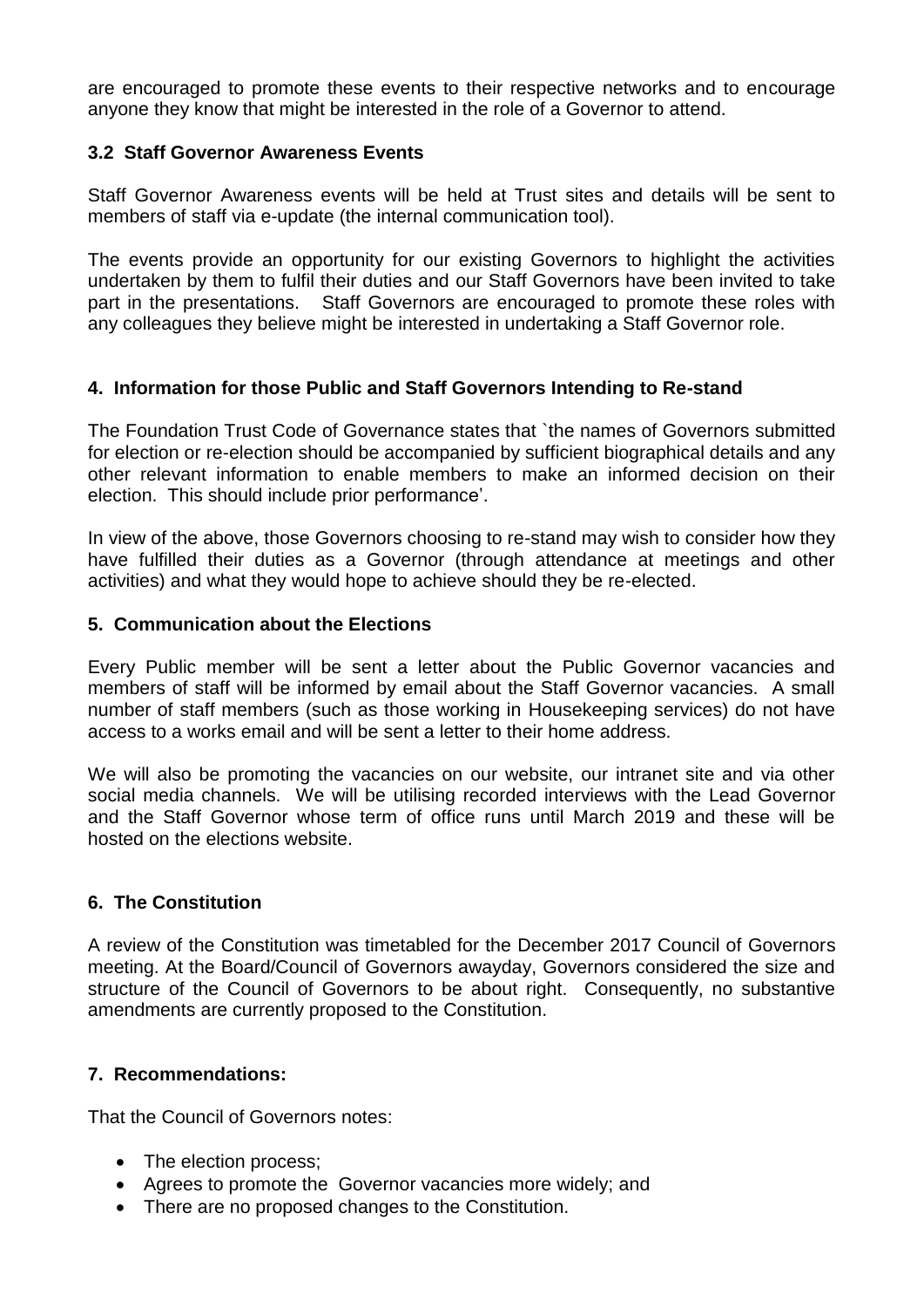are encouraged to promote these events to their respective networks and to encourage anyone they know that might be interested in the role of a Governor to attend.

### 3.2 Staff Governor Awareness Events

Staff Governor Awareness events will be held at Trust sites and details will be sent to members of staff via e-update (the internal communication tool).

The events provide an opportunity for our existing Governors to highlight the activities undertaken by them to fulfil their duties and our Staff Governors have been invited to take part in the presentations. Staff Governors are encouraged to promote these roles with any colleagues they believe might be interested in undertaking a Staff Governor role.

## 4. Information for those Public and Staff Governors Intending to Re-stand

The Foundation Trust Code of Governance states that `the names of Governors submitted for election or re-election should be accompanied by sufficient biographical details and any other relevant information to enable members to make an informed decision on their election. This should include prior performance'.

In view of the above, those Governors choosing to re-stand may wish to consider how they have fulfilled their duties as a Governor (through attendance at meetings and other activities) and what they would hope to achieve should they be re-elected.

## 5. Communication about the Elections

Every Public member will be sent a letter about the Public Governor vacancies and members of staff will be informed by email about the Staff Governor vacancies. A small number of staff members (such as those working in Housekeeping services) do not have access to a works email and will be sent a letter to their home address.

We will also be promoting the vacancies on our website, our intranet site and via other social media channels. We will be utilising recorded interviews with the Lead Governor and the Staff Governor whose term of office runs until March 2019 and these will be hosted on the elections website.

## 6. The Constitution

A review of the Constitution was timetabled for the December 2017 Council of Governors meeting. At the Board/Council of Governors awayday, Governors considered the size and structure of the Council of Governors to be about right. Consequently, no substantive amendments are currently proposed to the Constitution.

## 7. Recommendations:

That the Council of Governors notes:

- The election process;
- Agrees to promote the Governor vacancies more widely; and
- There are no proposed changes to the Constitution.